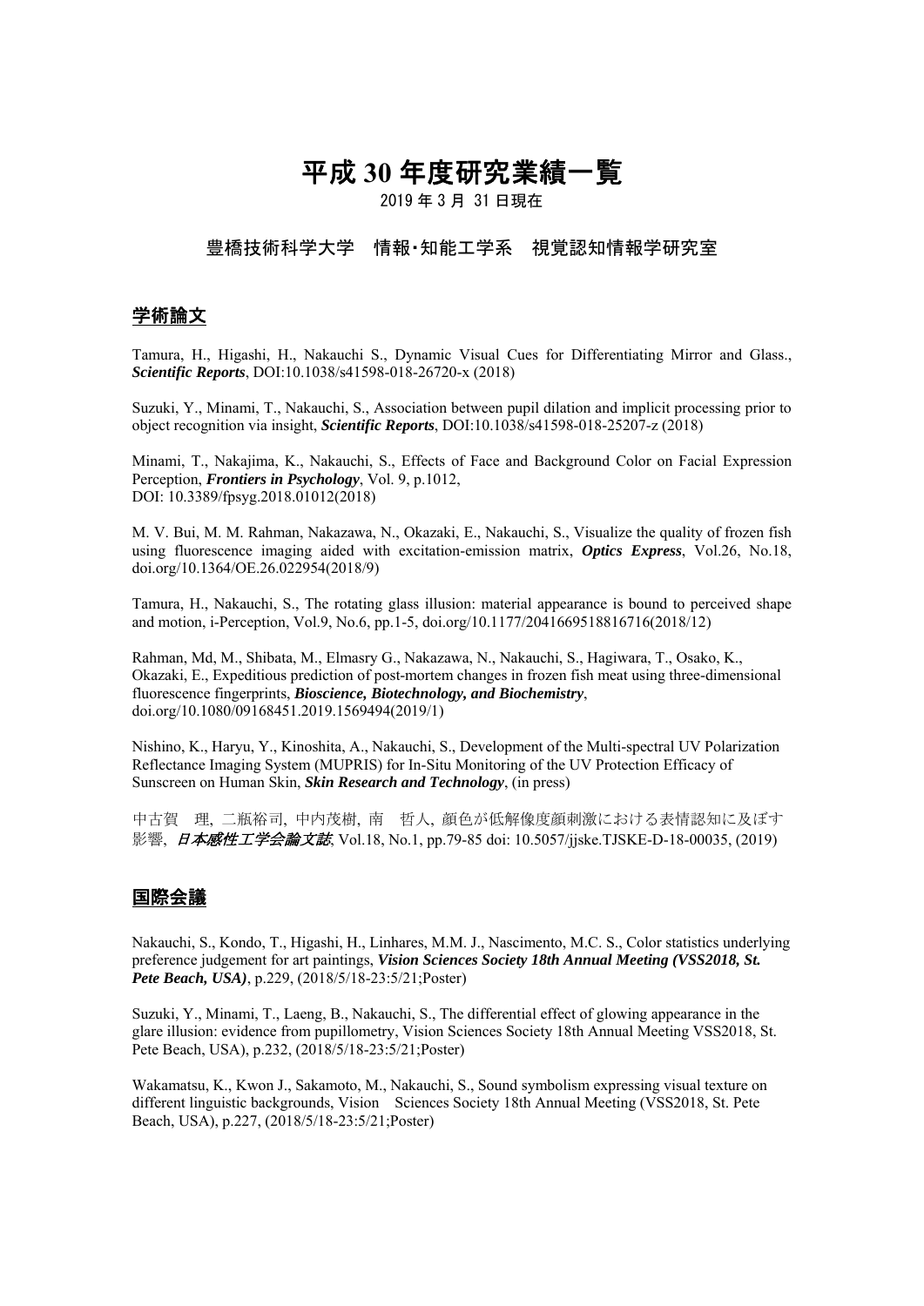# 平成 30 年度研究業績一覧

2019 年 3 月 31 日現在

豊橋技術科学大学　情報･知能工学系　視覚認知情報学研究室

## 学術論文

Tamura, H., Higashi, H., Nakauchi S., Dynamic Visual Cues for Differentiating Mirror and Glass., ***Scientific Reports***, DOI:10.1038/s41598-018-26720-x (2018)

Suzuki, Y., Minami, T., Nakauchi, S., Association between pupil dilation and implicit processing prior to object recognition via insight, ***Scientific Reports***, DOI:10.1038/s41598-018-25207-z (2018)

Minami, T., Nakajima, K., Nakauchi, S., Effects of Face and Background Color on Facial Expression Perception, ***Frontiers in Psychology***, Vol. 9, p.1012, DOI: 10.3389/fpsyg.2018.01012(2018)

M. V. Bui, M. M. Rahman, Nakazawa, N., Okazaki, E., Nakauchi, S., Visualize the quality of frozen fish using fluorescence imaging aided with excitation-emission matrix, ***Optics Express***, Vol.26, No.18, doi.org/10.1364/OE.26.022954(2018/9)

Tamura, H., Nakauchi, S., The rotating glass illusion: material appearance is bound to perceived shape and motion, i-Perception, Vol.9, No.6, pp.1-5, doi.org/10.1177/2041669518816716(2018/12)

Rahman, Md, M., Shibata, M., Elmasry G., Nakazawa, N., Nakauchi, S., Hagiwara, T., Osako, K., Okazaki, E., Expeditious prediction of post-mortem changes in frozen fish meat using three-dimensional fluorescence fingerprints, ***Bioscience, Biotechnology, and Biochemistry***, doi.org/10.1080/09168451.2019.1569494(2019/1)

Nishino, K., Haryu, Y., Kinoshita, A., Nakauchi, S., Development of the Multi-spectral UV Polarization Reflectance Imaging System (MUPRIS) for In-Situ Monitoring of the UV Protection Efficacy of Sunscreen on Human Skin, ***Skin Research and Technology***, (in press)

中古賀　理, 二瓶裕司, 中内茂樹, 南　哲人, 顔色が低解像度顔刺激における表情認知に及ぼす影響, ***日本感性工学会論文誌***, Vol.18, No.1, pp.79-85 doi: 10.5057/jjske.TJSKE-D-18-00035, (2019)

## 国際会議

Nakauchi, S., Kondo, T., Higashi, H., Linhares, M.M. J., Nascimento, M.C. S., Color statistics underlying preference judgement for art paintings, ***Vision Sciences Society 18th Annual Meeting (VSS2018, St. Pete Beach, USA)***, p.229, (2018/5/18-23:5/21;Poster)

Suzuki, Y., Minami, T., Laeng, B., Nakauchi, S., The differential effect of glowing appearance in the glare illusion: evidence from pupillometry, Vision Sciences Society 18th Annual Meeting VSS2018, St. Pete Beach, USA), p.232, (2018/5/18-23:5/21;Poster)

Wakamatsu, K., Kwon J., Sakamoto, M., Nakauchi, S., Sound symbolism expressing visual texture on different linguistic backgrounds, Vision　Sciences Society 18th Annual Meeting (VSS2018, St. Pete Beach, USA), p.227, (2018/5/18-23:5/21;Poster)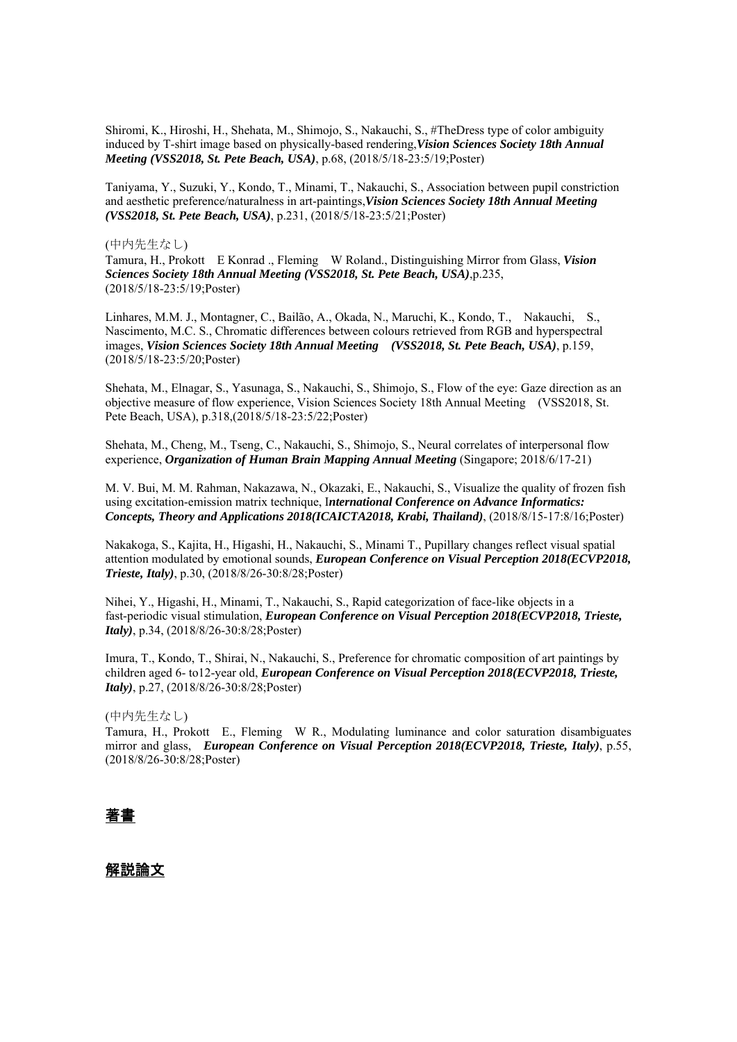Shiromi, K., Hiroshi, H., Shehata, M., Shimojo, S., Nakauchi, S., #TheDress type of color ambiguity induced by T-shirt image based on physically-based rendering,***Vision Sciences Society 18th Annual Meeting (VSS2018, St. Pete Beach, USA)***, p.68, (2018/5/18-23:5/19;Poster)

Taniyama, Y., Suzuki, Y., Kondo, T., Minami, T., Nakauchi, S., Association between pupil constriction and aesthetic preference/naturalness in art-paintings,***Vision Sciences Society 18th Annual Meeting (VSS2018, St. Pete Beach, USA)***, p.231, (2018/5/18-23:5/21;Poster)

(中内先生なし)
Tamura, H., Prokott E Konrad ., Fleming W Roland., Distinguishing Mirror from Glass, ***Vision Sciences Society 18th Annual Meeting (VSS2018, St. Pete Beach, USA)***,p.235, (2018/5/18-23:5/19;Poster)

Linhares, M.M. J., Montagner, C., Bailão, A., Okada, N., Maruchi, K., Kondo, T., Nakauchi, S., Nascimento, M.C. S., Chromatic differences between colours retrieved from RGB and hyperspectral images, ***Vision Sciences Society 18th Annual Meeting (VSS2018, St. Pete Beach, USA)***, p.159, (2018/5/18-23:5/20;Poster)

Shehata, M., Elnagar, S., Yasunaga, S., Nakauchi, S., Shimojo, S., Flow of the eye: Gaze direction as an objective measure of flow experience, Vision Sciences Society 18th Annual Meeting (VSS2018, St. Pete Beach, USA), p.318,(2018/5/18-23:5/22;Poster)

Shehata, M., Cheng, M., Tseng, C., Nakauchi, S., Shimojo, S., Neural correlates of interpersonal flow experience, ***Organization of Human Brain Mapping Annual Meeting*** (Singapore; 2018/6/17-21)

M. V. Bui, M. M. Rahman, Nakazawa, N., Okazaki, E., Nakauchi, S., Visualize the quality of frozen fish using excitation-emission matrix technique, I***nternational Conference on Advance Informatics: Concepts, Theory and Applications 2018(ICAICTA2018, Krabi, Thailand)***, (2018/8/15-17:8/16;Poster)

Nakakoga, S., Kajita, H., Higashi, H., Nakauchi, S., Minami T., Pupillary changes reflect visual spatial attention modulated by emotional sounds, ***European Conference on Visual Perception 2018(ECVP2018, Trieste, Italy)***, p.30, (2018/8/26-30:8/28;Poster)

Nihei, Y., Higashi, H., Minami, T., Nakauchi, S., Rapid categorization of face-like objects in a fast-periodic visual stimulation, ***European Conference on Visual Perception 2018(ECVP2018, Trieste, Italy)***, p.34, (2018/8/26-30:8/28;Poster)

Imura, T., Kondo, T., Shirai, N., Nakauchi, S., Preference for chromatic composition of art paintings by children aged 6- to12-year old, ***European Conference on Visual Perception 2018(ECVP2018, Trieste, Italy)***, p.27, (2018/8/26-30:8/28;Poster)

(中内先生なし)
Tamura, H., Prokott E., Fleming W R., Modulating luminance and color saturation disambiguates mirror and glass, ***European Conference on Visual Perception 2018(ECVP2018, Trieste, Italy)***, p.55, (2018/8/26-30:8/28;Poster)

## 著書

## 解説論文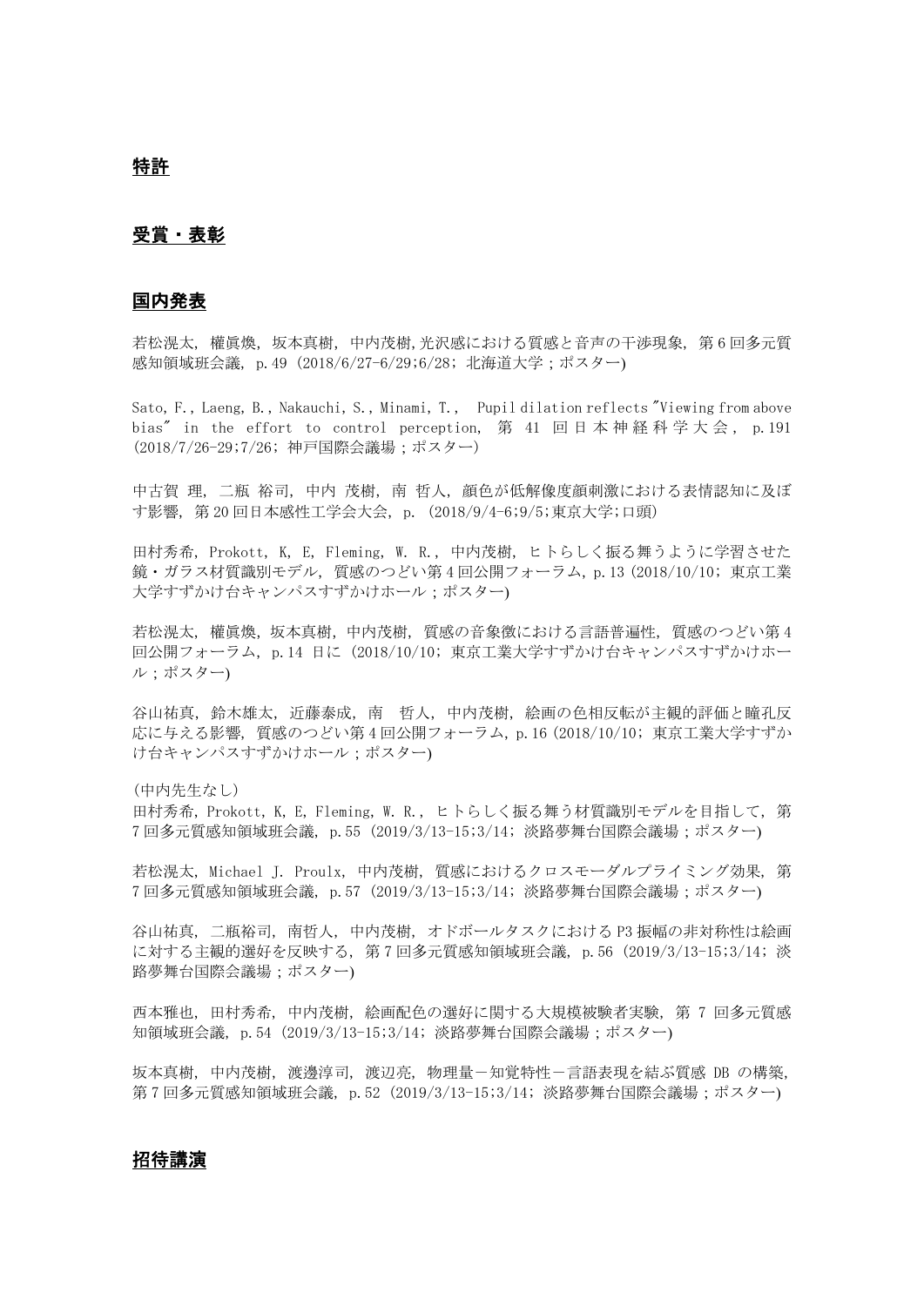## 特許

## 受賞・表彰

## 国内発表

若松滉太, 權眞煥, 坂本真樹, 中内茂樹,光沢感における質感と音声の干渉現象, 第6回多元質感知領域班会議, p.49 (2018/6/27-6/29;6/28; 北海道大学；ポスター)

Sato, F., Laeng, B., Nakauchi, S., Minami, T., Pupil dilation reflects "Viewing from above bias" in the effort to control perception, 第41回日本神経科学大会, p.191 (2018/7/26-29;7/26; 神戸国際会議場；ポスター)

中古賀 理, 二瓶 裕司, 中内 茂樹, 南 哲人, 顔色が低解像度顔刺激における表情認知に及ぼす影響, 第20回日本感性工学会大会, p. (2018/9/4-6;9/5;東京大学;口頭)

田村秀希, Prokott, K, E, Fleming, W. R., 中内茂樹, ヒトらしく振る舞うように学習させた鏡・ガラス材質識別モデル, 質感のつどい第4回公開フォーラム, p.13 (2018/10/10; 東京工業大学すずかけ台キャンパスすずかけホール；ポスター)

若松滉太, 權眞煥, 坂本真樹, 中内茂樹, 質感の音象徴における言語普遍性, 質感のつどい第4回公開フォーラム, p.14 日に (2018/10/10; 東京工業大学すずかけ台キャンパスすずかけホール；ポスター)

谷山祐真, 鈴木雄太, 近藤泰成, 南 哲人, 中内茂樹, 絵画の色相反転が主観的評価と瞳孔反応に与える影響, 質感のつどい第4回公開フォーラム, p.16 (2018/10/10; 東京工業大学すずかけ台キャンパスすずかけホール；ポスター)

(中内先生なし)
田村秀希, Prokott, K, E, Fleming, W. R., ヒトらしく振る舞う材質識別モデルを目指して, 第7回多元質感知領域班会議, p.55 (2019/3/13-15;3/14; 淡路夢舞台国際会議場；ポスター)

若松滉太, Michael J. Proulx, 中内茂樹, 質感におけるクロスモーダルプライミング効果, 第7回多元質感知領域班会議, p.57 (2019/3/13-15;3/14; 淡路夢舞台国際会議場；ポスター)

谷山祐真, 二瓶裕司, 南哲人, 中内茂樹, オドボールタスクにおけるP3振幅の非対称性は絵画に対する主観的選好を反映する, 第7回多元質感知領域班会議, p.56 (2019/3/13-15;3/14; 淡路夢舞台国際会議場；ポスター)

西本雅也, 田村秀希, 中内茂樹, 絵画配色の選好に関する大規模被験者実験, 第7回多元質感知領域班会議, p.54 (2019/3/13-15;3/14; 淡路夢舞台国際会議場；ポスター)

坂本真樹, 中内茂樹, 渡邊淳司, 渡辺亮, 物理量－知覚特性－言語表現を結ぶ質感DBの構築, 第7回多元質感知領域班会議, p.52 (2019/3/13-15;3/14; 淡路夢舞台国際会議場；ポスター)

## 招待講演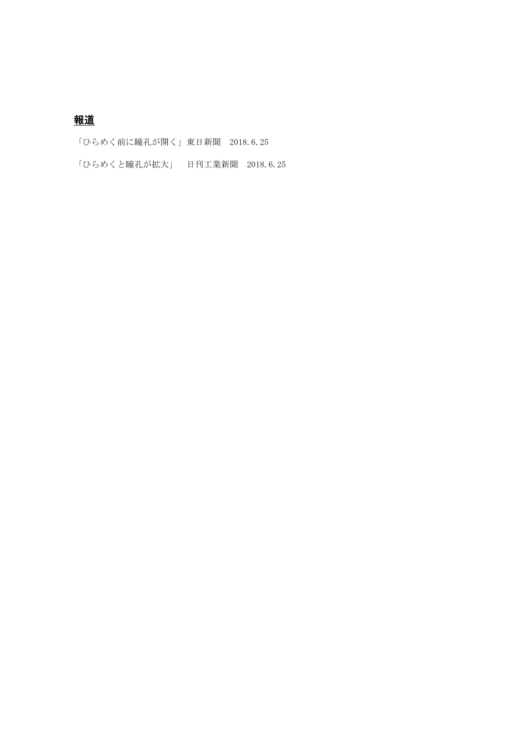## **報道**

「ひらめく前に瞳孔が開く」東日新聞　2018.6.25

「ひらめくと瞳孔が拡大」　日刊工業新聞　2018.6.25